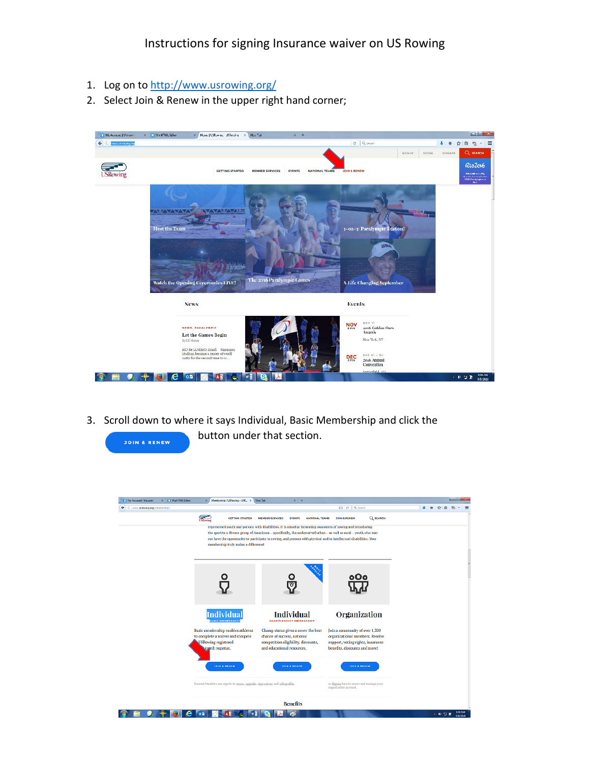# Instructions for signing Insurance waiver on US Rowing

1. Log on to http://www.usrowing.org/
2. Select Join & Renew in the upper right hand corner;

3. Scroll down to where it says Individual, Basic Membership and click the JOIN & RENEW button under that section.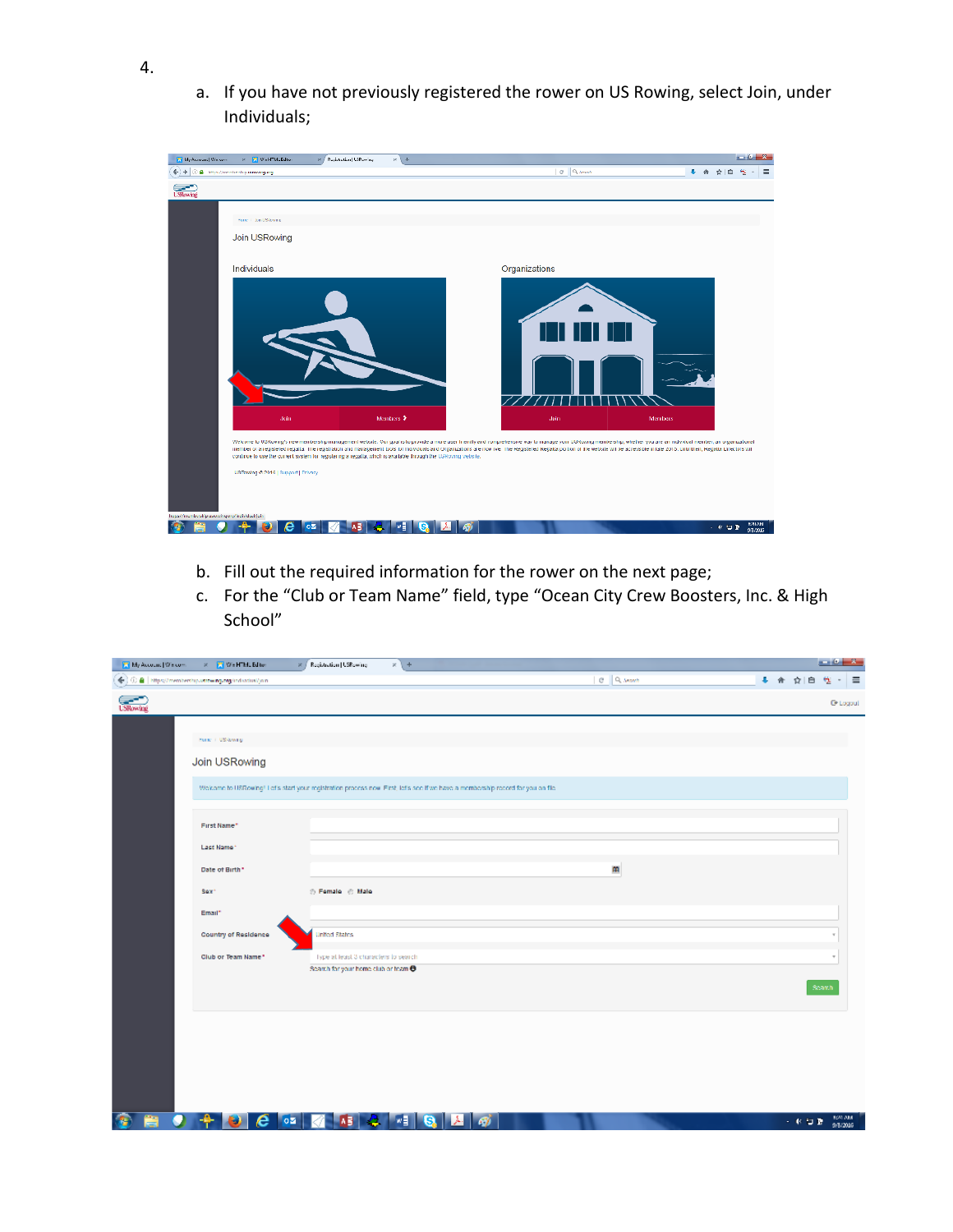4.

a. If you have not previously registered the rower on US Rowing, select Join, under Individuals;

b. Fill out the required information for the rower on the next page;

c. For the "Club or Team Name" field, type "Ocean City Crew Boosters, Inc. & High School"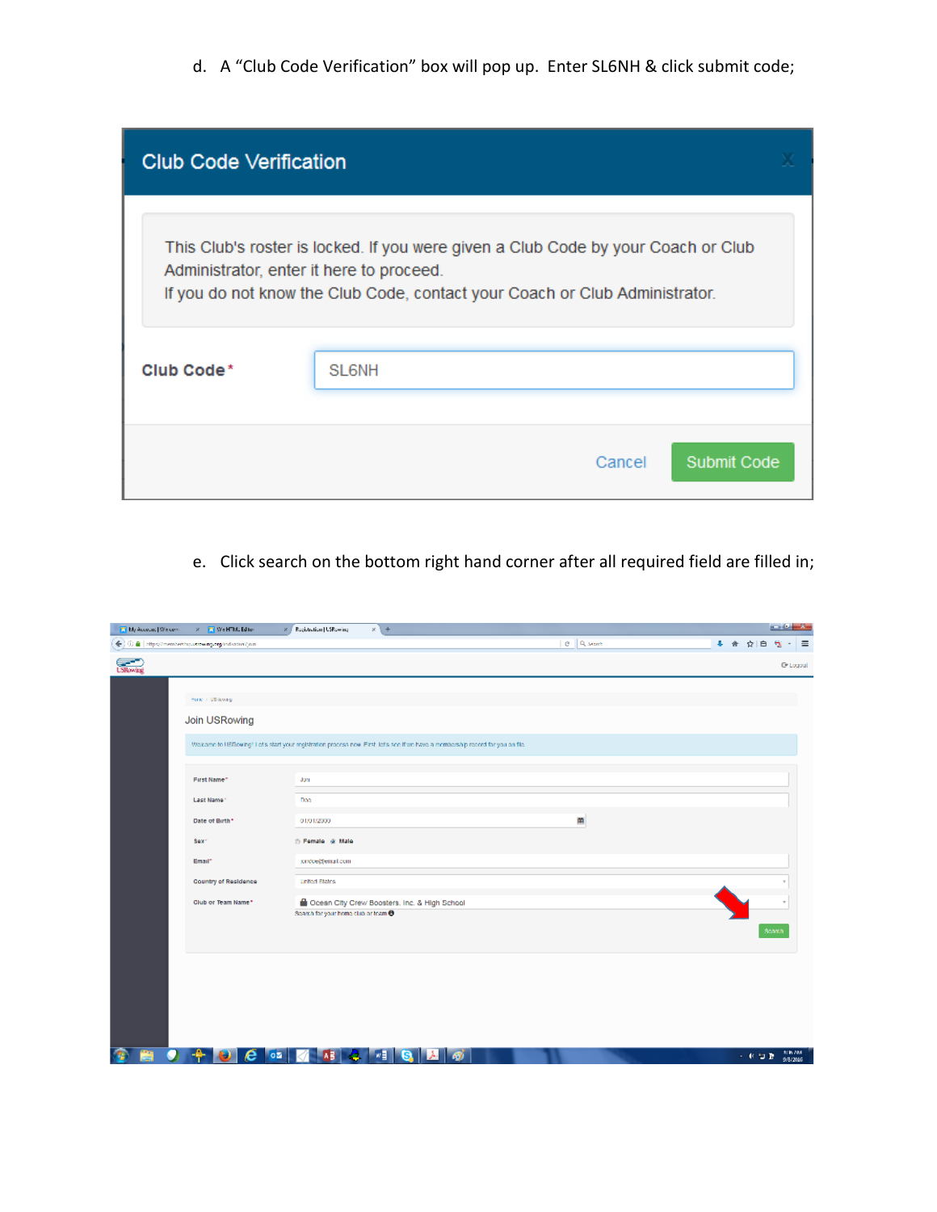d. A “Club Code Verification” box will pop up. Enter SL6NH & click submit code;

**Club Code Verification**

This Club's roster is locked. If you were given a Club Code by your Coach or Club Administrator, enter it here to proceed.
If you do not know the Club Code, contact your Coach or Club Administrator.

**Club Code*** SL6NH

Cancel | Submit Code

e. Click search on the bottom right hand corner after all required field are filled in;

Join USRowing

Welcome to USRowing! Let's start your registration process now. First, let's see if we have a membership record for you on file.

| | |
|---|---|
| First Name* | Jon |
| Last Name* | Doe |
| Date of Birth* | 01/01/2000 |
| Sex* | Female / Male |
| Email* | jondoe@email.com |
| Country of Residence | United States |
| Club or Team Name* | Ocean City Crew Boosters, Inc. & High School |

Search for your home club or team

Search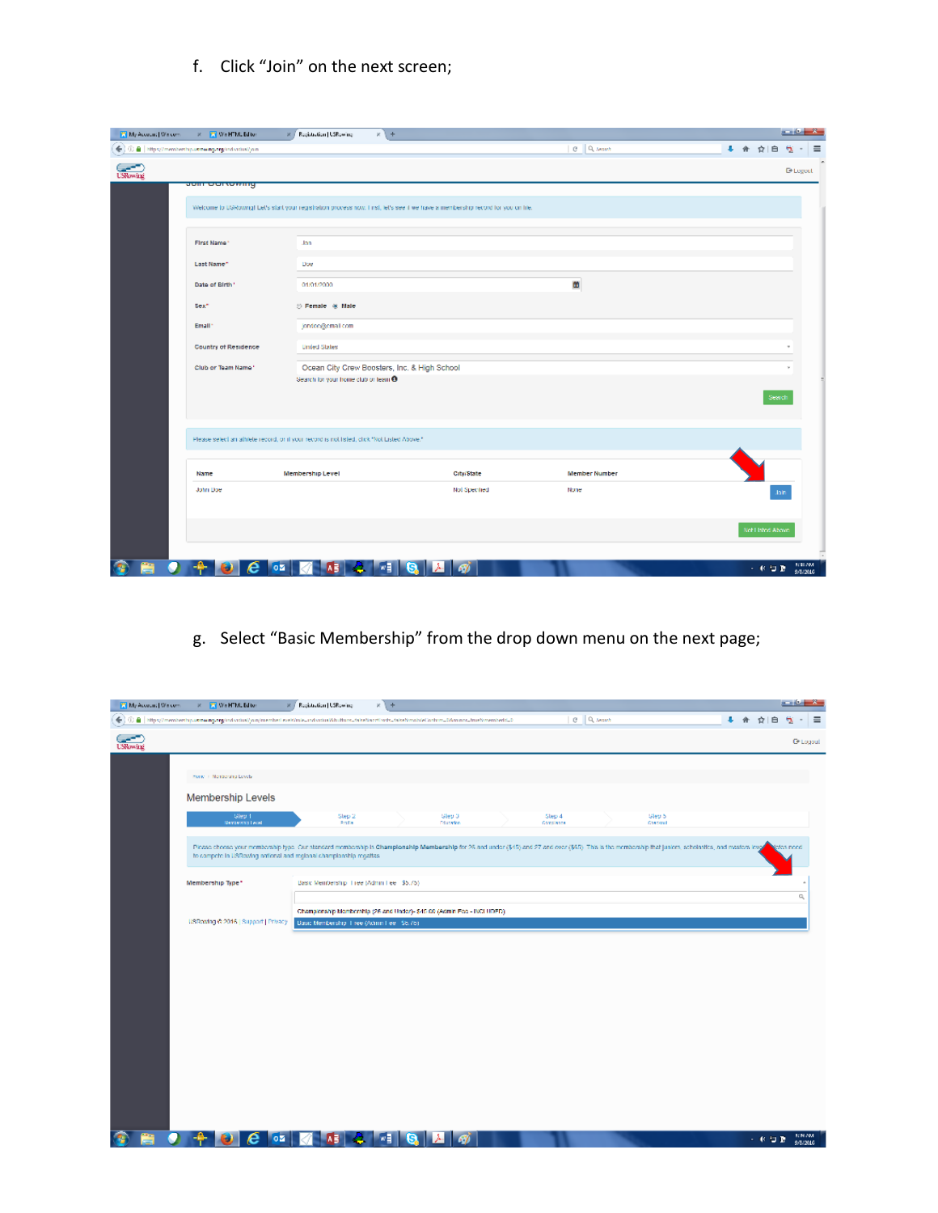f. Click “Join” on the next screen;

g. Select “Basic Membership” from the drop down menu on the next page;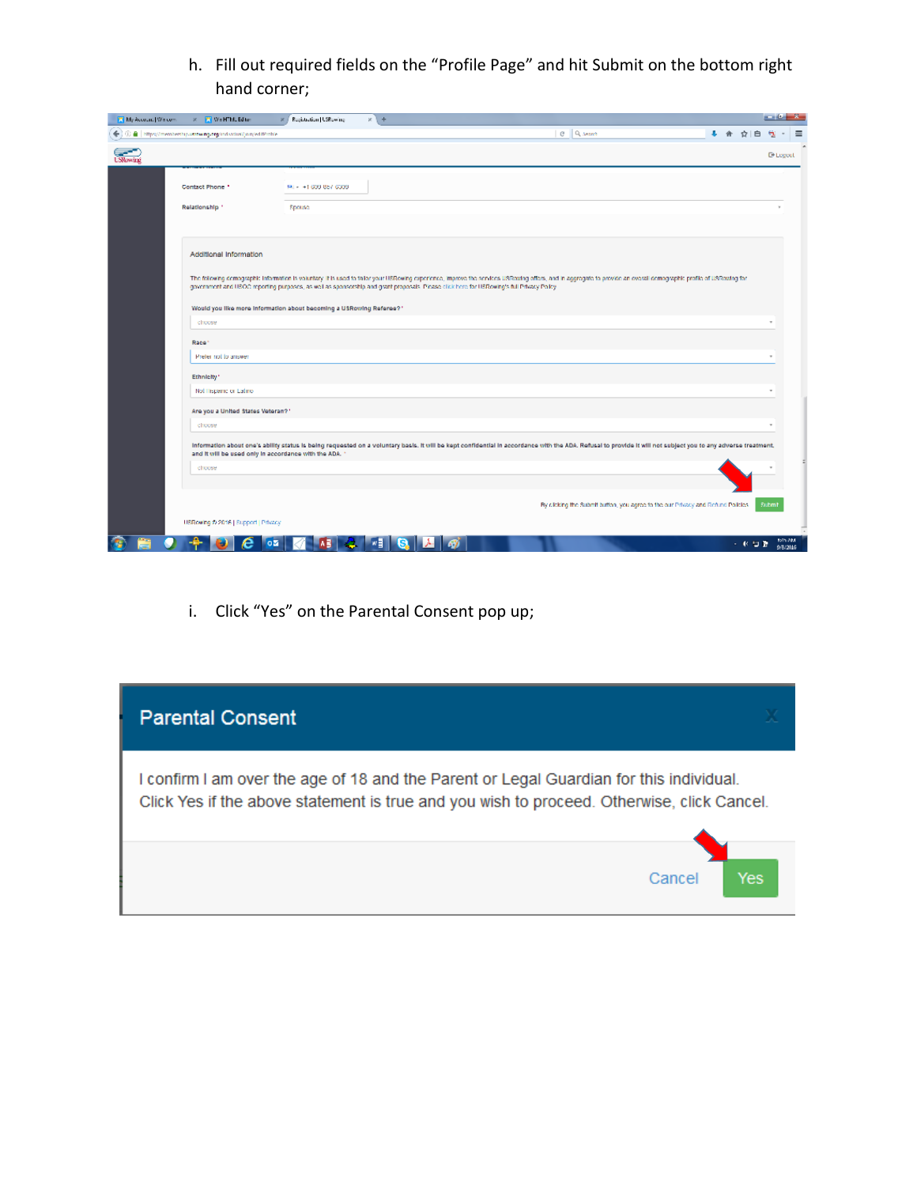h. Fill out required fields on the "Profile Page" and hit Submit on the bottom right hand corner;

i. Click "Yes" on the Parental Consent pop up;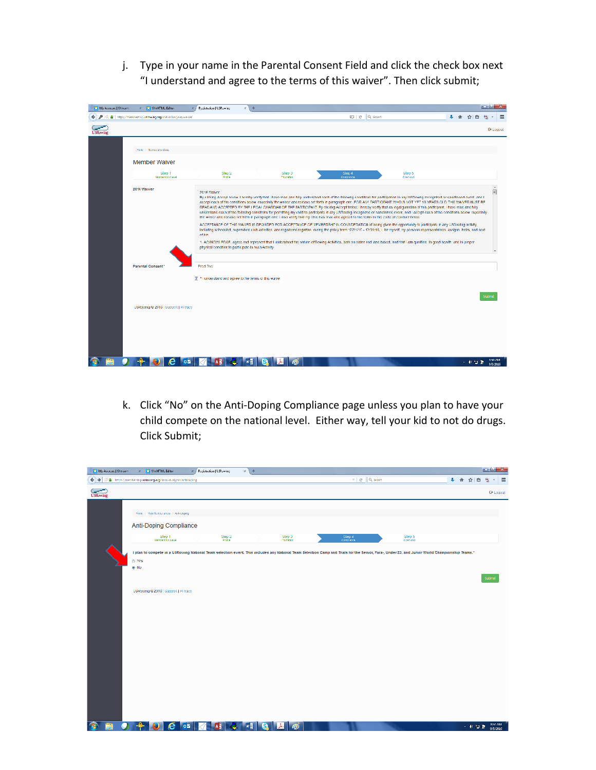j. Type in your name in the Parental Consent Field and click the check box next "I understand and agree to the terms of this waiver". Then click submit;

k. Click "No" on the Anti-Doping Compliance page unless you plan to have your child compete on the national level. Either way, tell your kid to not do drugs. Click Submit;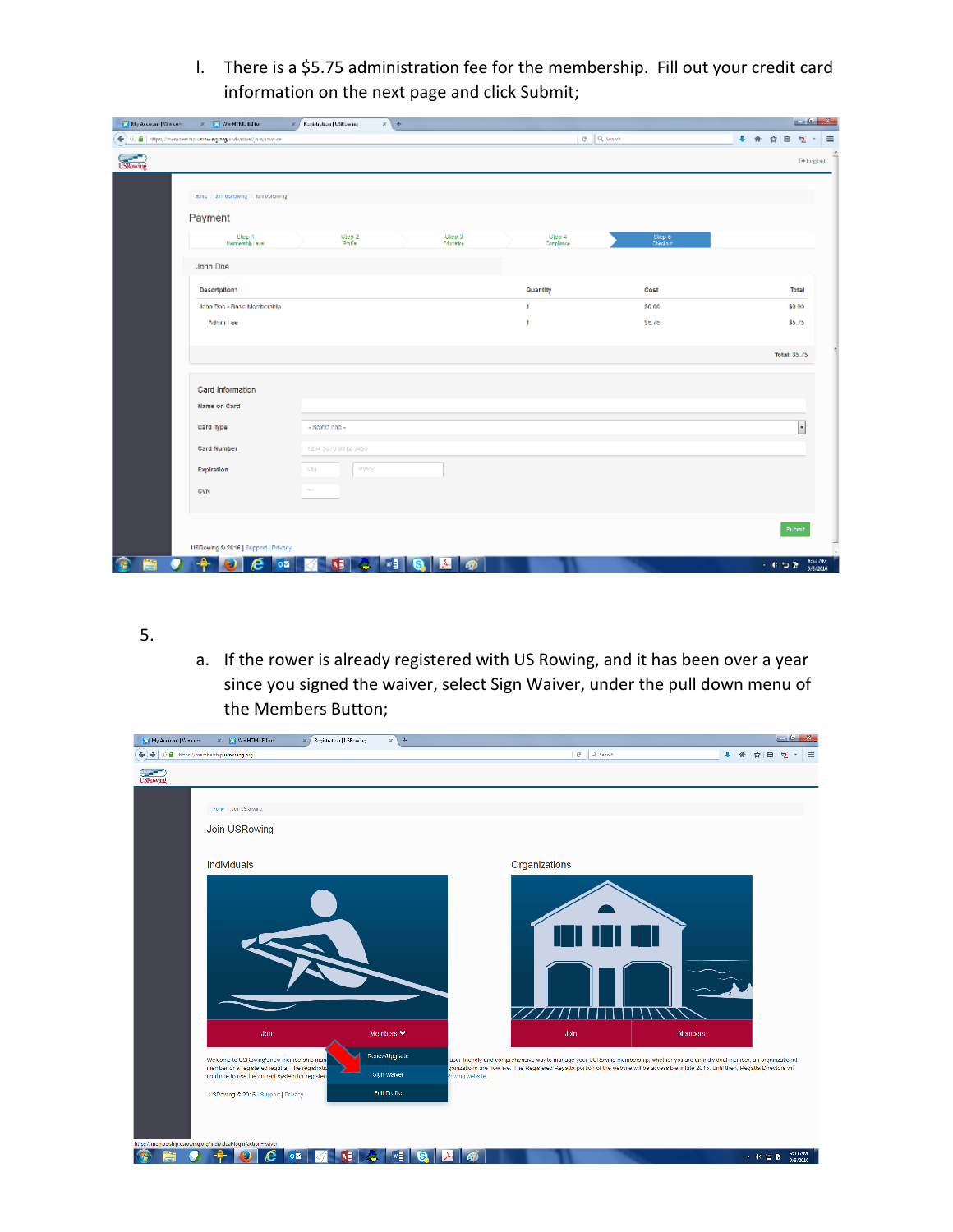l. There is a $5.75 administration fee for the membership. Fill out your credit card information on the next page and click Submit;

5.

a. If the rower is already registered with US Rowing, and it has been over a year since you signed the waiver, select Sign Waiver, under the pull down menu of the Members Button;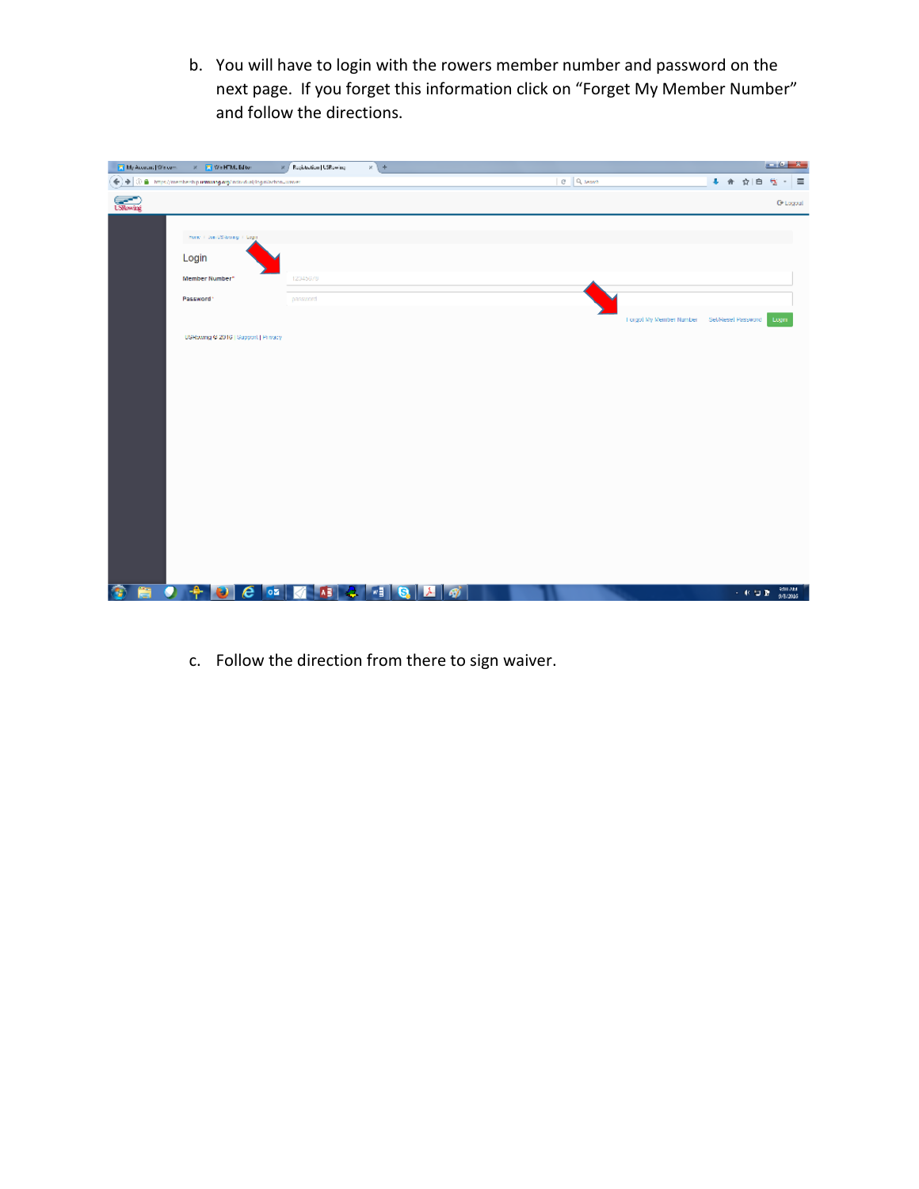b. You will have to login with the rowers member number and password on the next page. If you forget this information click on "Forget My Member Number" and follow the directions.

c. Follow the direction from there to sign waiver.